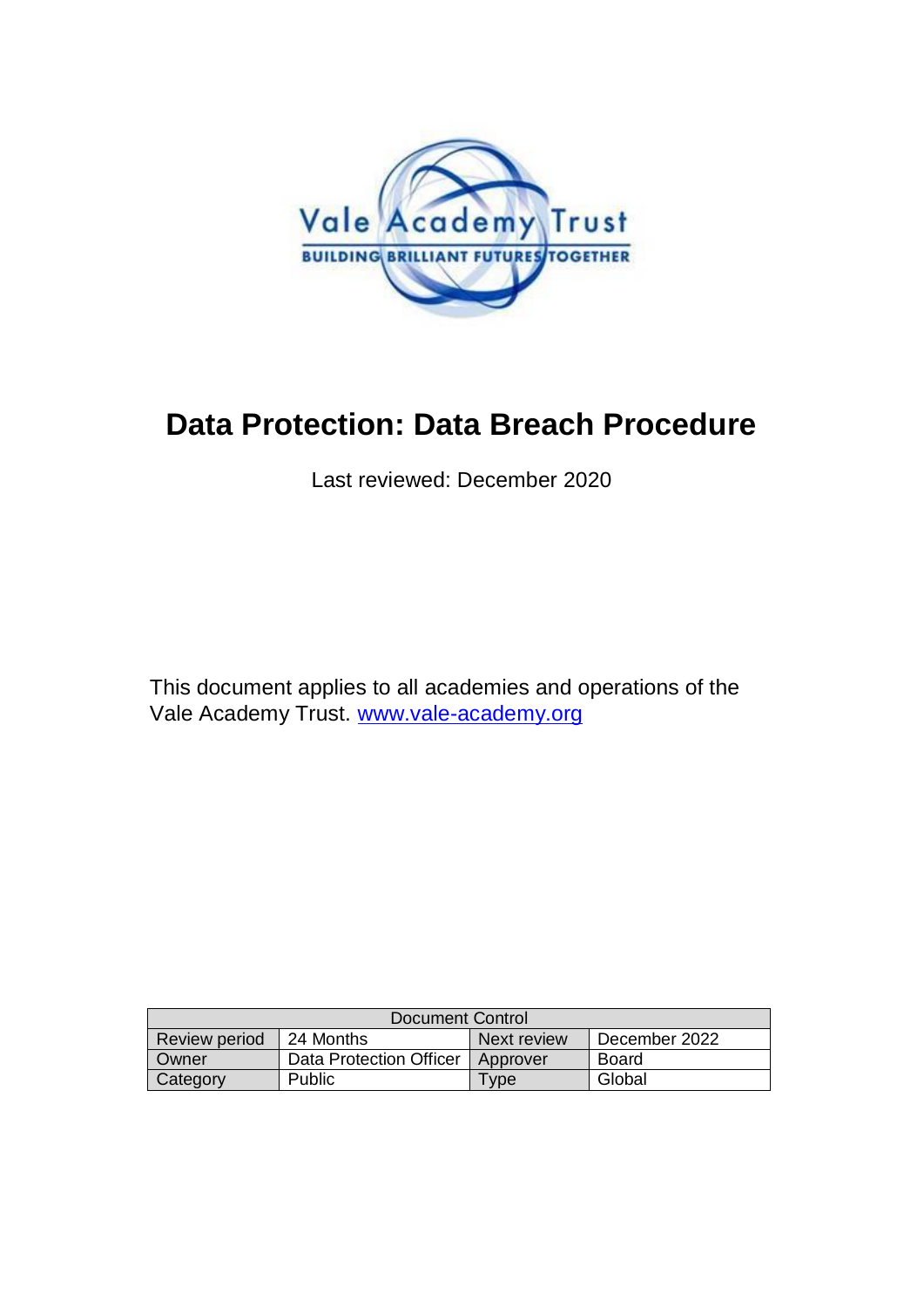Vale Academy Trust

BUILDING BRILLIANT FUTURES TOGETHER

# Data Protection: Data Breach Procedure

Last reviewed: December 2020

This document applies to all academies and operations of the Vale Academy Trust. [www.vale-academy.org](http://www.vale-academy.org)

| Document Control | | | |
| --- | --- | --- | --- |
| Review period | 24 Months | Next review | December 2022 |
| Owner | Data Protection Officer | Approver | Board |
| Category | Public | Type | Global |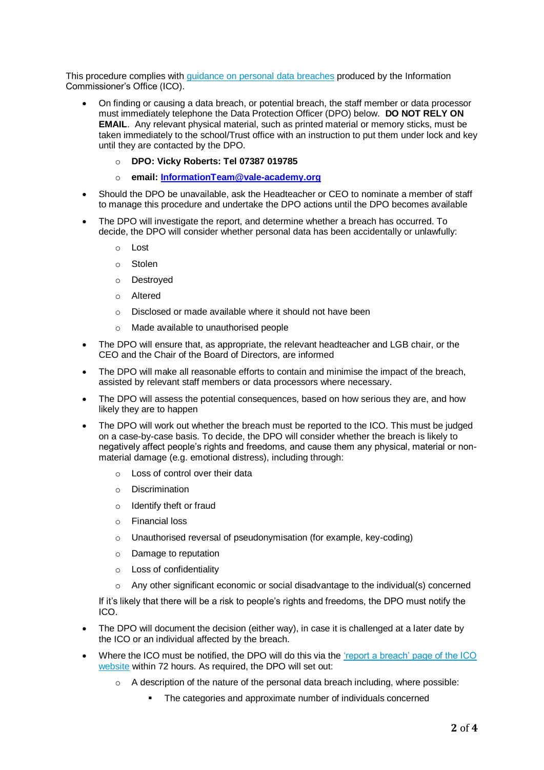This procedure complies with [guidance on personal data breaches](#) produced by the Information Commissioner's Office (ICO).

- On finding or causing a data breach, or potential breach, the staff member or data processor must immediately telephone the Data Protection Officer (DPO) below. **DO NOT RELY ON EMAIL**. Any relevant physical material, such as printed material or memory sticks, must be taken immediately to the school/Trust office with an instruction to put them under lock and key until they are contacted by the DPO.
  - **DPO: Vicky Roberts: Tel 07387 019785**
  - **email: [InformationTeam@vale-academy.org](mailto:InformationTeam@vale-academy.org)**
- Should the DPO be unavailable, ask the Headteacher or CEO to nominate a member of staff to manage this procedure and undertake the DPO actions until the DPO becomes available
- The DPO will investigate the report, and determine whether a breach has occurred. To decide, the DPO will consider whether personal data has been accidentally or unlawfully:
  - Lost
  - Stolen
  - Destroyed
  - Altered
  - Disclosed or made available where it should not have been
  - Made available to unauthorised people
- The DPO will ensure that, as appropriate, the relevant headteacher and LGB chair, or the CEO and the Chair of the Board of Directors, are informed
- The DPO will make all reasonable efforts to contain and minimise the impact of the breach, assisted by relevant staff members or data processors where necessary.
- The DPO will assess the potential consequences, based on how serious they are, and how likely they are to happen
- The DPO will work out whether the breach must be reported to the ICO. This must be judged on a case-by-case basis. To decide, the DPO will consider whether the breach is likely to negatively affect people's rights and freedoms, and cause them any physical, material or non-material damage (e.g. emotional distress), including through:
  - Loss of control over their data
  - Discrimination
  - Identify theft or fraud
  - Financial loss
  - Unauthorised reversal of pseudonymisation (for example, key-coding)
  - Damage to reputation
  - Loss of confidentiality
  - Any other significant economic or social disadvantage to the individual(s) concerned

  If it's likely that there will be a risk to people's rights and freedoms, the DPO must notify the ICO.
- The DPO will document the decision (either way), in case it is challenged at a later date by the ICO or an individual affected by the breach.
- Where the ICO must be notified, the DPO will do this via the ['report a breach' page of the ICO website](#) within 72 hours. As required, the DPO will set out:
  - A description of the nature of the personal data breach including, where possible:
    - The categories and approximate number of individuals concerned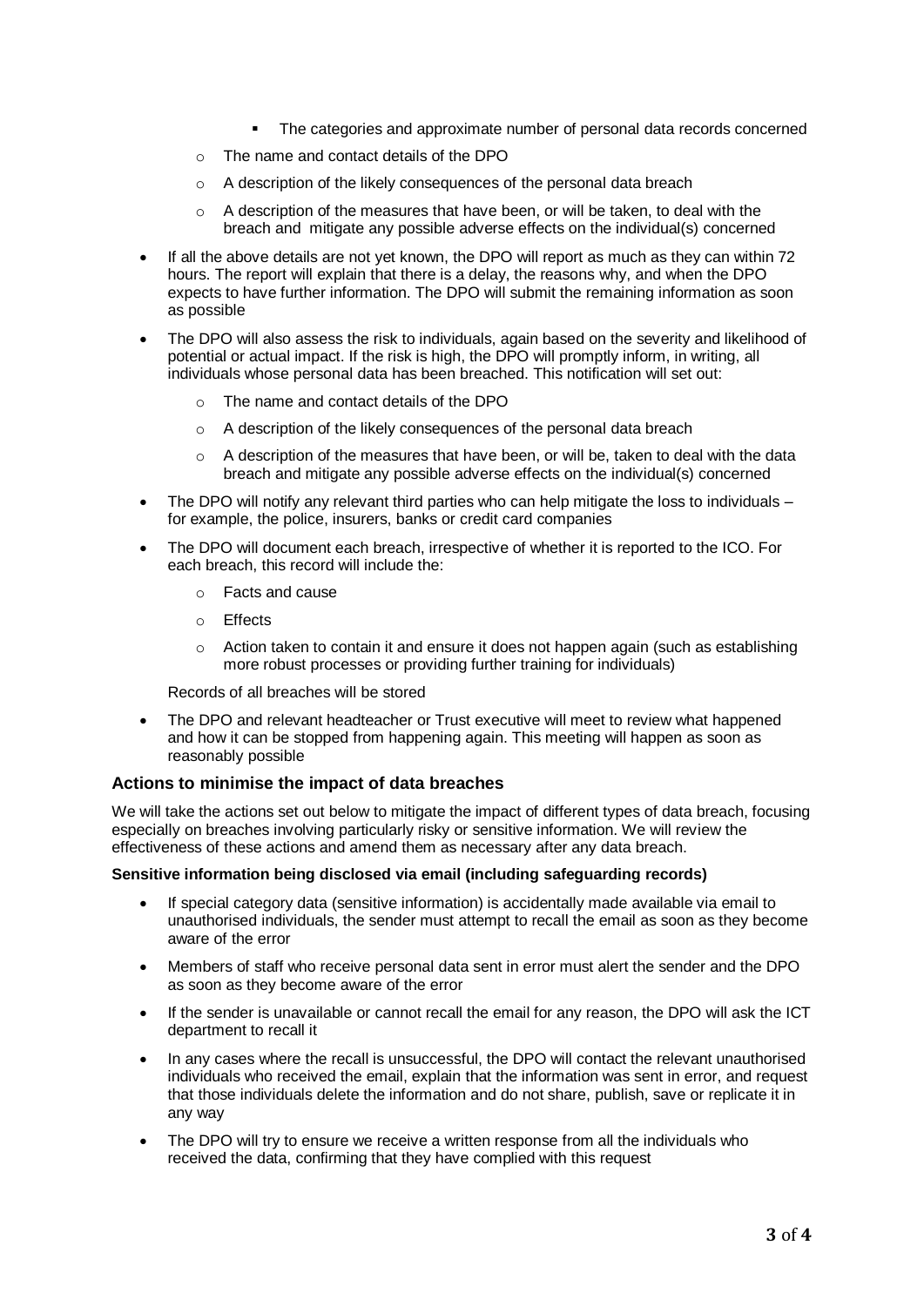- The categories and approximate number of personal data records concerned
    - The name and contact details of the DPO
    - A description of the likely consequences of the personal data breach
    - A description of the measures that have been, or will be taken, to deal with the breach and mitigate any possible adverse effects on the individual(s) concerned
- If all the above details are not yet known, the DPO will report as much as they can within 72 hours. The report will explain that there is a delay, the reasons why, and when the DPO expects to have further information. The DPO will submit the remaining information as soon as possible
- The DPO will also assess the risk to individuals, again based on the severity and likelihood of potential or actual impact. If the risk is high, the DPO will promptly inform, in writing, all individuals whose personal data has been breached. This notification will set out:
    - The name and contact details of the DPO
    - A description of the likely consequences of the personal data breach
    - A description of the measures that have been, or will be, taken to deal with the data breach and mitigate any possible adverse effects on the individual(s) concerned
- The DPO will notify any relevant third parties who can help mitigate the loss to individuals – for example, the police, insurers, banks or credit card companies
- The DPO will document each breach, irrespective of whether it is reported to the ICO. For each breach, this record will include the:
    - Facts and cause
    - Effects
    - Action taken to contain it and ensure it does not happen again (such as establishing more robust processes or providing further training for individuals)

  Records of all breaches will be stored
- The DPO and relevant headteacher or Trust executive will meet to review what happened and how it can be stopped from happening again. This meeting will happen as soon as reasonably possible

### Actions to minimise the impact of data breaches

We will take the actions set out below to mitigate the impact of different types of data breach, focusing especially on breaches involving particularly risky or sensitive information. We will review the effectiveness of these actions and amend them as necessary after any data breach.

**Sensitive information being disclosed via email (including safeguarding records)**

- If special category data (sensitive information) is accidentally made available via email to unauthorised individuals, the sender must attempt to recall the email as soon as they become aware of the error
- Members of staff who receive personal data sent in error must alert the sender and the DPO as soon as they become aware of the error
- If the sender is unavailable or cannot recall the email for any reason, the DPO will ask the ICT department to recall it
- In any cases where the recall is unsuccessful, the DPO will contact the relevant unauthorised individuals who received the email, explain that the information was sent in error, and request that those individuals delete the information and do not share, publish, save or replicate it in any way
- The DPO will try to ensure we receive a written response from all the individuals who received the data, confirming that they have complied with this request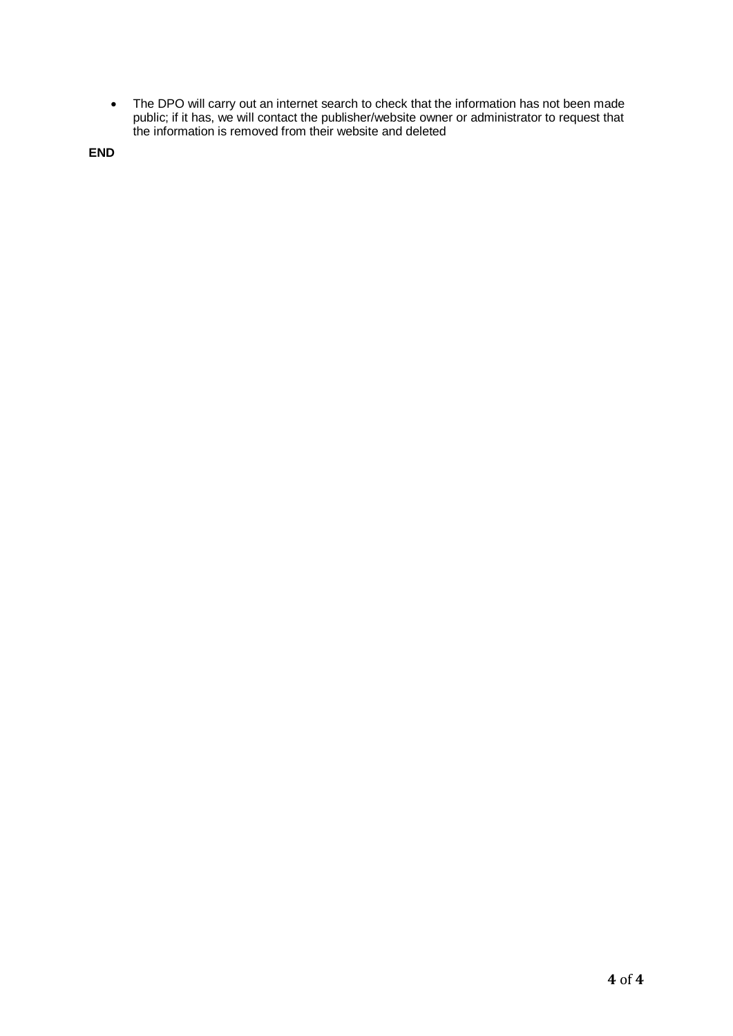- The DPO will carry out an internet search to check that the information has not been made public; if it has, we will contact the publisher/website owner or administrator to request that the information is removed from their website and deleted

**END**